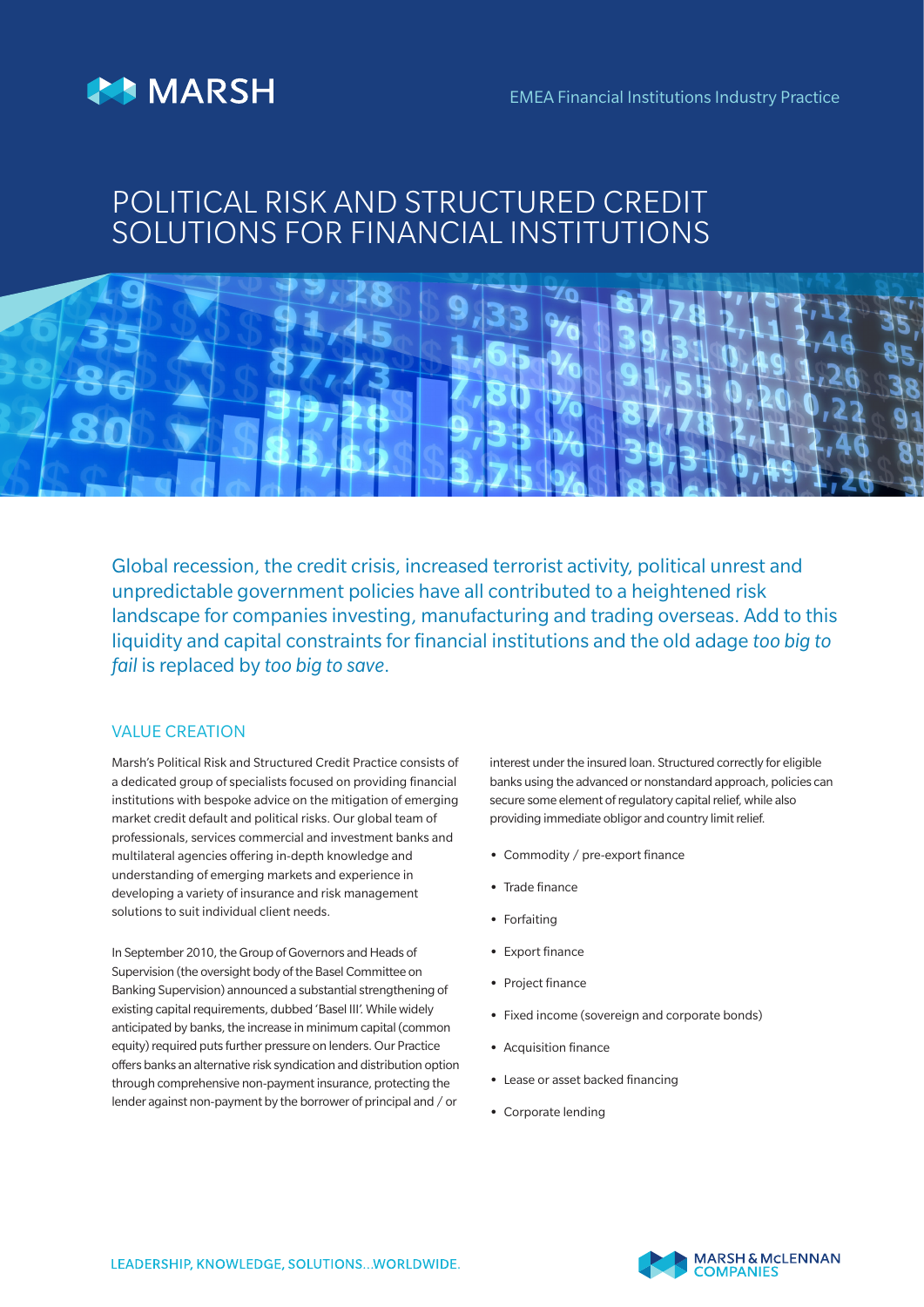MARSH

EMEA Financial Institutions Industry Practice

# POLITICAL RISK AND STRUCTURED CREDIT SOLUTIONS FOR FINANCIAL INSTITUTIONS

Global recession, the credit crisis, increased terrorist activity, political unrest and unpredictable government policies have all contributed to a heightened risk landscape for companies investing, manufacturing and trading overseas. Add to this liquidity and capital constraints for financial institutions and the old adage *too big to fail* is replaced by *too big to save*.

## VALUE CREATION

Marsh's Political Risk and Structured Credit Practice consists of a dedicated group of specialists focused on providing financial institutions with bespoke advice on the mitigation of emerging market credit default and political risks. Our global team of professionals, services commercial and investment banks and multilateral agencies offering in-depth knowledge and understanding of emerging markets and experience in developing a variety of insurance and risk management solutions to suit individual client needs.

In September 2010, the Group of Governors and Heads of Supervision (the oversight body of the Basel Committee on Banking Supervision) announced a substantial strengthening of existing capital requirements, dubbed 'Basel III'. While widely anticipated by banks, the increase in minimum capital (common equity) required puts further pressure on lenders. Our Practice offers banks an alternative risk syndication and distribution option through comprehensive non-payment insurance, protecting the lender against non-payment by the borrower of principal and / or interest under the insured loan. Structured correctly for eligible banks using the advanced or nonstandard approach, policies can secure some element of regulatory capital relief, while also providing immediate obligor and country limit relief.

- Commodity / pre-export finance
- Trade finance
- Forfaiting
- Export finance
- Project finance
- Fixed income (sovereign and corporate bonds)
- Acquisition finance
- Lease or asset backed financing
- Corporate lending

LEADERSHIP, KNOWLEDGE, SOLUTIONS...WORLDWIDE.

MARSH & McLENNAN COMPANIES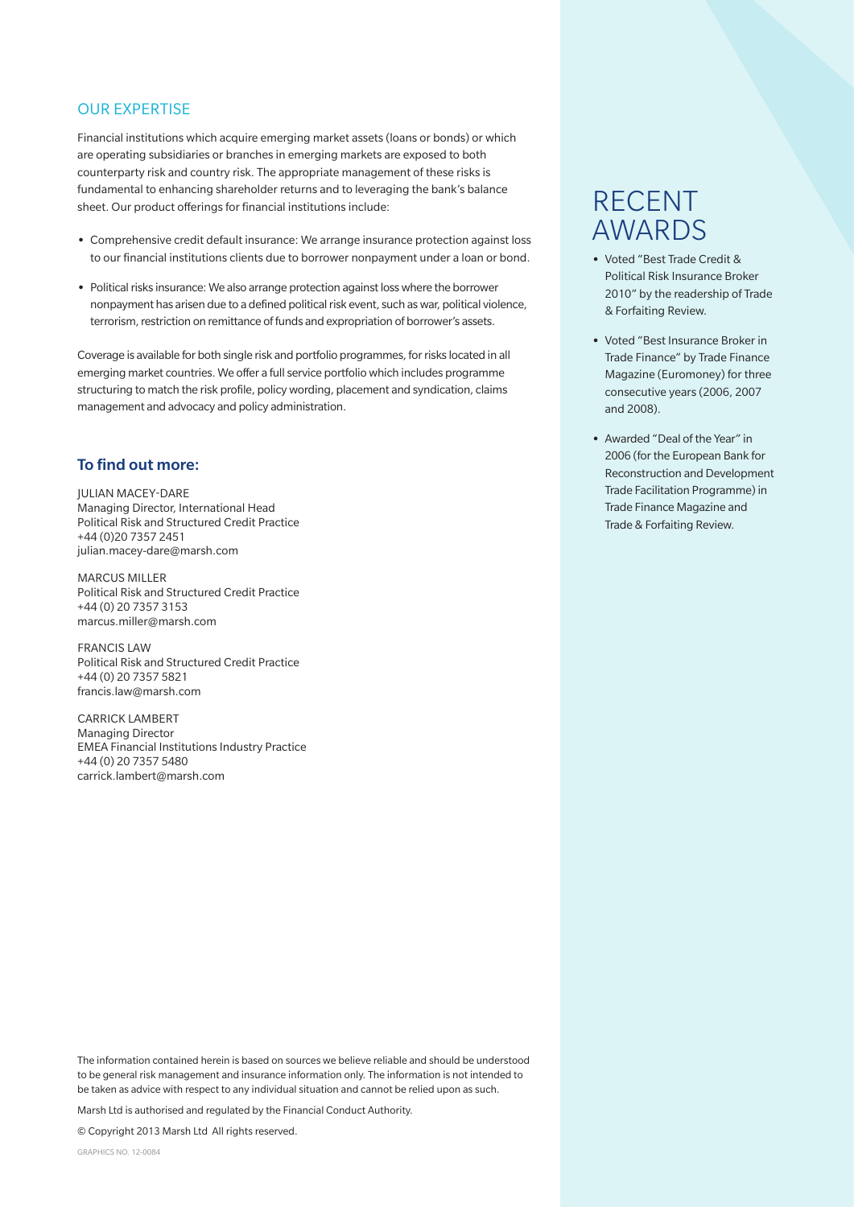## OUR EXPERTISE

Financial institutions which acquire emerging market assets (loans or bonds) or which are operating subsidiaries or branches in emerging markets are exposed to both counterparty risk and country risk. The appropriate management of these risks is fundamental to enhancing shareholder returns and to leveraging the bank's balance sheet. Our product offerings for financial institutions include:

- Comprehensive credit default insurance: We arrange insurance protection against loss to our financial institutions clients due to borrower nonpayment under a loan or bond.
- Political risks insurance: We also arrange protection against loss where the borrower nonpayment has arisen due to a defined political risk event, such as war, political violence, terrorism, restriction on remittance of funds and expropriation of borrower's assets.

Coverage is available for both single risk and portfolio programmes, for risks located in all emerging market countries. We offer a full service portfolio which includes programme structuring to match the risk profile, policy wording, placement and syndication, claims management and advocacy and policy administration.

### To find out more:

JULIAN MACEY-DARE
Managing Director, International Head
Political Risk and Structured Credit Practice
+44 (0)20 7357 2451
julian.macey-dare@marsh.com

MARCUS MILLER
Political Risk and Structured Credit Practice
+44 (0) 20 7357 3153
marcus.miller@marsh.com

FRANCIS LAW
Political Risk and Structured Credit Practice
+44 (0) 20 7357 5821
francis.law@marsh.com

CARRICK LAMBERT
Managing Director
EMEA Financial Institutions Industry Practice
+44 (0) 20 7357 5480
carrick.lambert@marsh.com

## RECENT AWARDS

- Voted "Best Trade Credit & Political Risk Insurance Broker 2010" by the readership of Trade & Forfaiting Review.
- Voted "Best Insurance Broker in Trade Finance" by Trade Finance Magazine (Euromoney) for three consecutive years (2006, 2007 and 2008).
- Awarded "Deal of the Year" in 2006 (for the European Bank for Reconstruction and Development Trade Facilitation Programme) in Trade Finance Magazine and Trade & Forfaiting Review.

The information contained herein is based on sources we believe reliable and should be understood to be general risk management and insurance information only. The information is not intended to be taken as advice with respect to any individual situation and cannot be relied upon as such.

Marsh Ltd is authorised and regulated by the Financial Conduct Authority.

© Copyright 2013 Marsh Ltd All rights reserved.

GRAPHICS NO. 12-0084